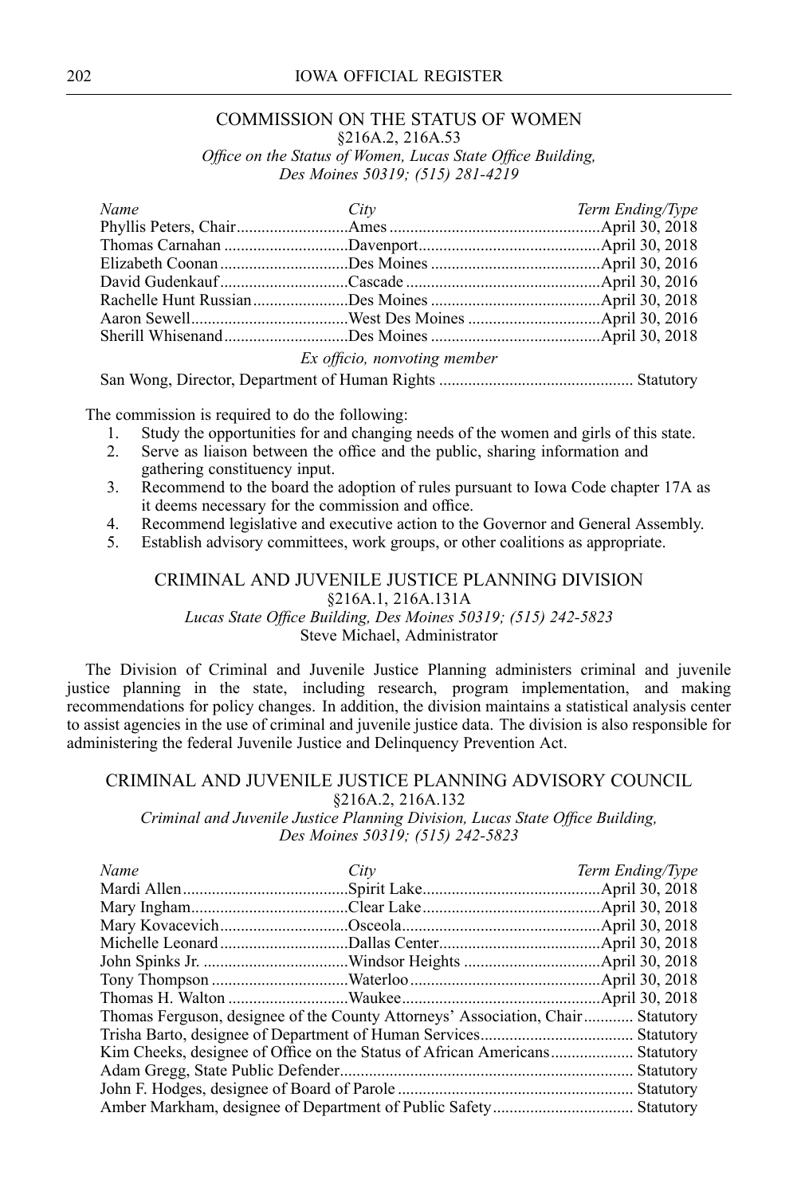## COMMISSION ON THE STATUS OF WOMEN

§216A.2, 216A.53

*Office on the Status of Women, Lucas State Office Building, Des Moines 50319; (515) 281-4219*

| *Name* | *City* | *Term Ending/Type* |
|---|---|---|
| Phyllis Peters, Chair | Ames | April 30, 2018 |
| Thomas Carnahan | Davenport | April 30, 2018 |
| Elizabeth Coonan | Des Moines | April 30, 2016 |
| David Gudenkauf | Cascade | April 30, 2016 |
| Rachelle Hunt Russian | Des Moines | April 30, 2018 |
| Aaron Sewell | West Des Moines | April 30, 2016 |
| Sherill Whisenand | Des Moines | April 30, 2018 |
| *Ex officio, nonvoting member* | | |
| San Wong, Director, Department of Human Rights | | Statutory |

The commission is required to do the following:

1. Study the opportunities for and changing needs of the women and girls of this state.
2. Serve as liaison between the office and the public, sharing information and gathering constituency input.
3. Recommend to the board the adoption of rules pursuant to Iowa Code chapter 17A as it deems necessary for the commission and office.
4. Recommend legislative and executive action to the Governor and General Assembly.
5. Establish advisory committees, work groups, or other coalitions as appropriate.

## CRIMINAL AND JUVENILE JUSTICE PLANNING DIVISION

§216A.1, 216A.131A

*Lucas State Office Building, Des Moines 50319; (515) 242-5823*

Steve Michael, Administrator

The Division of Criminal and Juvenile Justice Planning administers criminal and juvenile justice planning in the state, including research, program implementation, and making recommendations for policy changes. In addition, the division maintains a statistical analysis center to assist agencies in the use of criminal and juvenile justice data. The division is also responsible for administering the federal Juvenile Justice and Delinquency Prevention Act.

## CRIMINAL AND JUVENILE JUSTICE PLANNING ADVISORY COUNCIL

§216A.2, 216A.132

*Criminal and Juvenile Justice Planning Division, Lucas State Office Building, Des Moines 50319; (515) 242-5823*

| *Name* | *City* | *Term Ending/Type* |
|---|---|---|
| Mardi Allen | Spirit Lake | April 30, 2018 |
| Mary Ingham | Clear Lake | April 30, 2018 |
| Mary Kovacevich | Osceola | April 30, 2018 |
| Michelle Leonard | Dallas Center | April 30, 2018 |
| John Spinks Jr. | Windsor Heights | April 30, 2018 |
| Tony Thompson | Waterloo | April 30, 2018 |
| Thomas H. Walton | Waukee | April 30, 2018 |
| Thomas Ferguson, designee of the County Attorneys' Association, Chair | | Statutory |
| Trisha Barto, designee of Department of Human Services | | Statutory |
| Kim Cheeks, designee of Office on the Status of African Americans | | Statutory |
| Adam Gregg, State Public Defender | | Statutory |
| John F. Hodges, designee of Board of Parole | | Statutory |
| Amber Markham, designee of Department of Public Safety | | Statutory |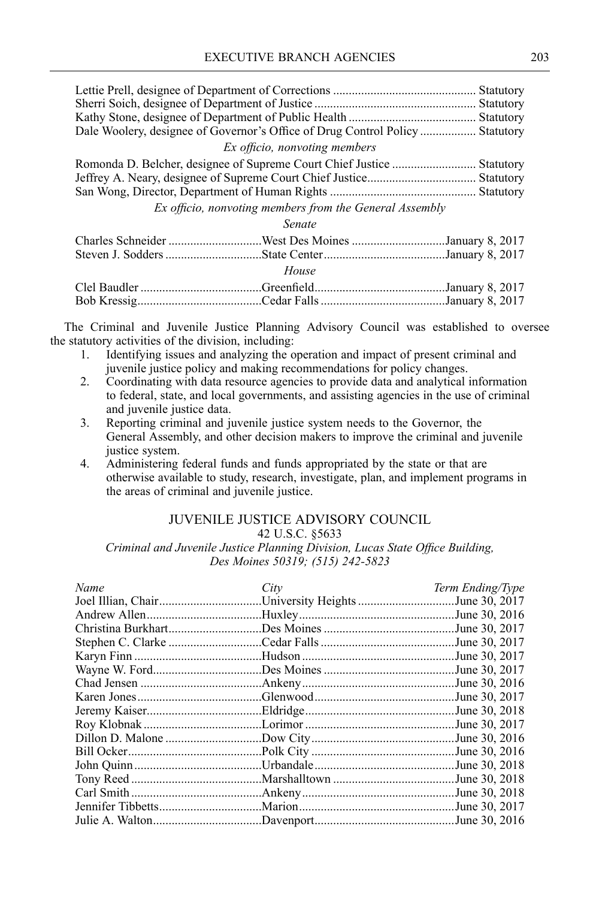| | |
|---|---|
| Lettie Prell, designee of Department of Corrections | Statutory |
| Sherri Soich, designee of Department of Justice | Statutory |
| Kathy Stone, designee of Department of Public Health | Statutory |
| Dale Woolery, designee of Governor's Office of Drug Control Policy | Statutory |

*Ex officio, nonvoting members*

| | |
|---|---|
| Romonda D. Belcher, designee of Supreme Court Chief Justice | Statutory |
| Jeffrey A. Neary, designee of Supreme Court Chief Justice | Statutory |
| San Wong, Director, Department of Human Rights | Statutory |

*Ex officio, nonvoting members from the General Assembly*

*Senate*

| | | |
|---|---|---|
| Charles Schneider | West Des Moines | January 8, 2017 |
| Steven J. Sodders | State Center | January 8, 2017 |

*House*

| | | |
|---|---|---|
| Clel Baudler | Greenfield | January 8, 2017 |
| Bob Kressig | Cedar Falls | January 8, 2017 |

The Criminal and Juvenile Justice Planning Advisory Council was established to oversee the statutory activities of the division, including:

1. Identifying issues and analyzing the operation and impact of present criminal and juvenile justice policy and making recommendations for policy changes.
2. Coordinating with data resource agencies to provide data and analytical information to federal, state, and local governments, and assisting agencies in the use of criminal and juvenile justice data.
3. Reporting criminal and juvenile justice system needs to the Governor, the General Assembly, and other decision makers to improve the criminal and juvenile justice system.
4. Administering federal funds and funds appropriated by the state or that are otherwise available to study, research, investigate, plan, and implement programs in the areas of criminal and juvenile justice.

## JUVENILE JUSTICE ADVISORY COUNCIL

42 U.S.C. §5633

*Criminal and Juvenile Justice Planning Division, Lucas State Office Building, Des Moines 50319; (515) 242-5823*

| *Name* | *City* | *Term Ending/Type* |
|---|---|---|
| Joel Illian, Chair | University Heights | June 30, 2017 |
| Andrew Allen | Huxley | June 30, 2016 |
| Christina Burkhart | Des Moines | June 30, 2017 |
| Stephen C. Clarke | Cedar Falls | June 30, 2017 |
| Karyn Finn | Hudson | June 30, 2017 |
| Wayne W. Ford | Des Moines | June 30, 2017 |
| Chad Jensen | Ankeny | June 30, 2016 |
| Karen Jones | Glenwood | June 30, 2017 |
| Jeremy Kaiser | Eldridge | June 30, 2018 |
| Roy Klobnak | Lorimor | June 30, 2017 |
| Dillon D. Malone | Dow City | June 30, 2016 |
| Bill Ocker | Polk City | June 30, 2016 |
| John Quinn | Urbandale | June 30, 2018 |
| Tony Reed | Marshalltown | June 30, 2018 |
| Carl Smith | Ankeny | June 30, 2018 |
| Jennifer Tibbetts | Marion | June 30, 2017 |
| Julie A. Walton | Davenport | June 30, 2016 |